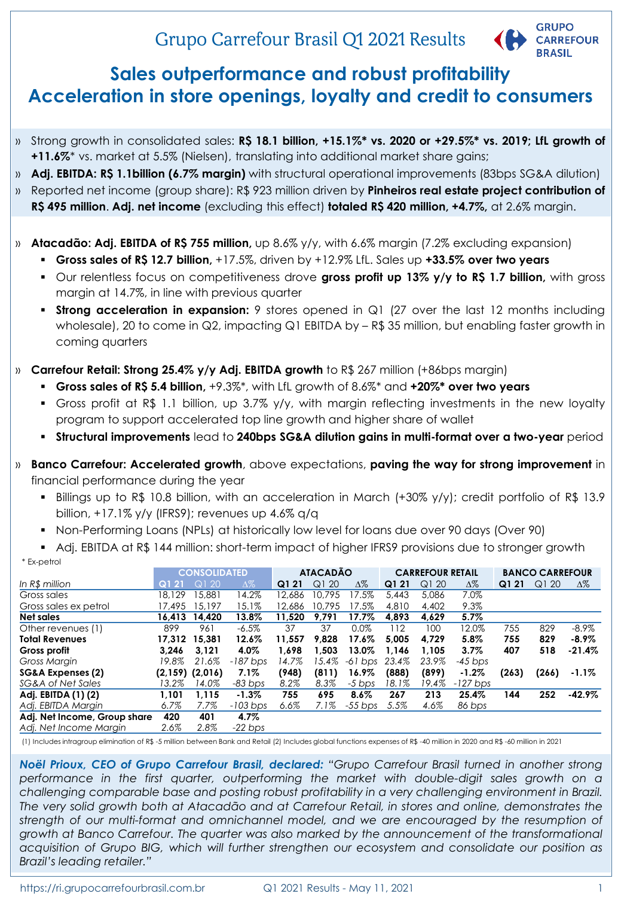# Grupo Carrefour Brasil Q1 2021 Results

## Sales outperformance and robust profitability
## Acceleration in store openings, loyalty and credit to consumers

» Strong growth in consolidated sales: **R$ 18.1 billion, +15.1%* vs. 2020 or +29.5%* vs. 2019; LfL growth of +11.6%*** vs. market at 5.5% (Nielsen), translating into additional market share gains;

» **Adj. EBITDA: R$ 1.1billion (6.7% margin)** with structural operational improvements (83bps SG&A dilution)

» Reported net income (group share): R$ 923 million driven by **Pinheiros real estate project contribution of R$ 495 million**. **Adj. net income** (excluding this effect) **totaled R$ 420 million, +4.7%,** at 2.6% margin.

» **Atacadão: Adj. EBITDA of R$ 755 million,** up 8.6% y/y, with 6.6% margin (7.2% excluding expansion)

- **Gross sales of R$ 12.7 billion,** +17.5%, driven by +12.9% LfL. Sales up **+33.5% over two years**
- Our relentless focus on competitiveness drove **gross profit up 13% y/y to R$ 1.7 billion,** with gross margin at 14.7%, in line with previous quarter
- **Strong acceleration in expansion:** 9 stores opened in Q1 (27 over the last 12 months including wholesale), 20 to come in Q2, impacting Q1 EBITDA by – R$ 35 million, but enabling faster growth in coming quarters

» **Carrefour Retail: Strong 25.4% y/y Adj. EBITDA growth** to R$ 267 million (+86bps margin)

- **Gross sales of R$ 5.4 billion,** +9.3%*, with LfL growth of 8.6%* and **+20%* over two years**
- Gross profit at R$ 1.1 billion, up 3.7% y/y, with margin reflecting investments in the new loyalty program to support accelerated top line growth and higher share of wallet
- **Structural improvements** lead to **240bps SG&A dilution gains in multi-format over a two-year** period

» **Banco Carrefour: Accelerated growth**, above expectations, **paving the way for strong improvement** in financial performance during the year

- Billings up to R$ 10.8 billion, with an acceleration in March (+30% y/y); credit portfolio of R$ 13.9 billion, +17.1% y/y (IFRS9); revenues up 4.6% q/q
- Non-Performing Loans (NPLs) at historically low level for loans due over 90 days (Over 90)
- Adj. EBITDA at R$ 144 million: short-term impact of higher IFRS9 provisions due to stronger growth

\* Ex-petrol

| | CONSOLIDATED | | | ATACADÃO | | | CARREFOUR RETAIL | | | BANCO CARREFOUR | | |
|---|---|---|---|---|---|---|---|---|---|---|---|---|
| *In R$ million* | **Q1 21** | Q1 20 | Δ% | **Q1 21** | Q1 20 | Δ% | **Q1 21** | Q1 20 | Δ% | **Q1 21** | Q1 20 | Δ% |
| Gross sales | 18,129 | 15,881 | 14.2% | 12,686 | 10,795 | 17.5% | 5,443 | 5,086 | 7.0% | | | |
| Gross sales ex petrol | 17,495 | 15,197 | 15.1% | 12,686 | 10,795 | 17.5% | 4,810 | 4,402 | 9.3% | | | |
| **Net sales** | **16,413** | **14,420** | **13.8%** | **11,520** | **9,791** | **17.7%** | **4,893** | **4,629** | **5.7%** | | | |
| Other revenues (1) | 899 | 961 | -6.5% | 37 | 37 | 0.0% | 112 | 100 | 12.0% | 755 | 829 | -8.9% |
| **Total Revenues** | **17,312** | **15,381** | **12.6%** | **11,557** | **9,828** | **17.6%** | **5,005** | **4,729** | **5.8%** | **755** | **829** | **-8.9%** |
| **Gross profit** | **3,246** | **3,121** | **4.0%** | **1,698** | **1,503** | **13.0%** | **1,146** | **1,105** | **3.7%** | **407** | **518** | **-21.4%** |
| *Gross Margin* | *19.8%* | *21.6%* | *-187 bps* | *14.7%* | *15.4%* | *-61 bps* | *23.4%* | *23.9%* | *-45 bps* | | | |
| **SG&A Expenses (2)** | **(2,159)** | **(2,016)** | **7.1%** | **(948)** | **(811)** | **16.9%** | **(888)** | **(899)** | **-1.2%** | **(263)** | **(266)** | **-1.1%** |
| *SG&A of Net Sales* | *13.2%* | *14.0%* | *-83 bps* | *8.2%* | *8.3%* | *-5 bps* | *18.1%* | *19.4%* | *-127 bps* | | | |
| **Adj. EBITDA (1) (2)** | **1,101** | **1,115** | **-1.3%** | **755** | **695** | **8.6%** | **267** | **213** | **25.4%** | **144** | **252** | **-42.9%** |
| *Adj. EBITDA Margin* | *6.7%* | *7.7%* | *-103 bps* | *6.6%* | *7.1%* | *-55 bps* | *5.5%* | *4.6%* | *86 bps* | | | |
| **Adj. Net Income, Group share** | **420** | **401** | **4.7%** | | | | | | | | | |
| *Adj. Net Income Margin* | *2.6%* | *2.8%* | *-22 bps* | | | | | | | | | |

(1) Includes intragroup elimination of R$ -5 million between Bank and Retail (2) Includes global functions expenses of R$ -40 million in 2020 and R$ -60 million in 2021

***Noël Prioux, CEO of Grupo Carrefour Brasil, declared:*** *"Grupo Carrefour Brasil turned in another strong performance in the first quarter, outperforming the market with double-digit sales growth on a challenging comparable base and posting robust profitability in a very challenging environment in Brazil. The very solid growth both at Atacadão and at Carrefour Retail, in stores and online, demonstrates the strength of our multi-format and omnichannel model, and we are encouraged by the resumption of growth at Banco Carrefour. The quarter was also marked by the announcement of the transformational acquisition of Grupo BIG, which will further strengthen our ecosystem and consolidate our position as Brazil's leading retailer."*

https://ri.grupocarrefourbrasil.com.br — Q1 2021 Results - May 11, 2021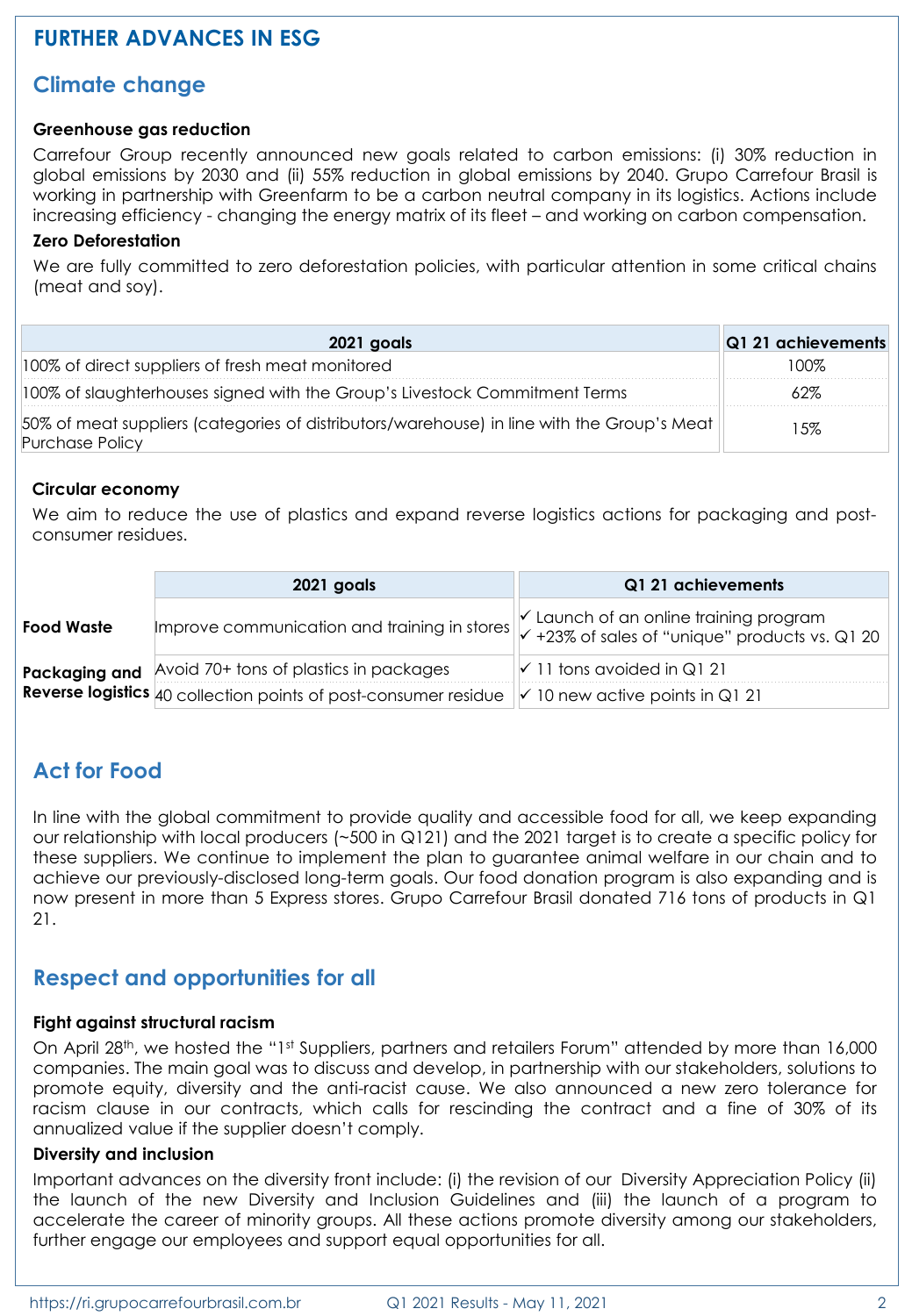# FURTHER ADVANCES IN ESG

## Climate change

### Greenhouse gas reduction

Carrefour Group recently announced new goals related to carbon emissions: (i) 30% reduction in global emissions by 2030 and (ii) 55% reduction in global emissions by 2040. Grupo Carrefour Brasil is working in partnership with Greenfarm to be a carbon neutral company in its logistics. Actions include increasing efficiency - changing the energy matrix of its fleet – and working on carbon compensation.

### Zero Deforestation

We are fully committed to zero deforestation policies, with particular attention in some critical chains (meat and soy).

| 2021 goals | Q1 21 achievements |
|---|---|
| 100% of direct suppliers of fresh meat monitored | 100% |
| 100% of slaughterhouses signed with the Group's Livestock Commitment Terms | 62% |
| 50% of meat suppliers (categories of distributors/warehouse) in line with the Group's Meat Purchase Policy | 15% |

### Circular economy

We aim to reduce the use of plastics and expand reverse logistics actions for packaging and post-consumer residues.

| | 2021 goals | Q1 21 achievements |
|---|---|---|
| **Food Waste** | Improve communication and training in stores | ✓ Launch of an online training program<br>✓ +23% of sales of "unique" products vs. Q1 20 |
| **Packaging and Reverse logistics** | Avoid 70+ tons of plastics in packages | ✓ 11 tons avoided in Q1 21 |
| | 40 collection points of post-consumer residue | ✓ 10 new active points in Q1 21 |

## Act for Food

In line with the global commitment to provide quality and accessible food for all, we keep expanding our relationship with local producers (~500 in Q121) and the 2021 target is to create a specific policy for these suppliers. We continue to implement the plan to guarantee animal welfare in our chain and to achieve our previously-disclosed long-term goals. Our food donation program is also expanding and is now present in more than 5 Express stores. Grupo Carrefour Brasil donated 716 tons of products in Q1 21.

## Respect and opportunities for all

### Fight against structural racism

On April 28th, we hosted the "1st Suppliers, partners and retailers Forum" attended by more than 16,000 companies. The main goal was to discuss and develop, in partnership with our stakeholders, solutions to promote equity, diversity and the anti-racist cause. We also announced a new zero tolerance for racism clause in our contracts, which calls for rescinding the contract and a fine of 30% of its annualized value if the supplier doesn't comply.

### Diversity and inclusion

Important advances on the diversity front include: (i) the revision of our Diversity Appreciation Policy (ii) the launch of the new Diversity and Inclusion Guidelines and (iii) the launch of a program to accelerate the career of minority groups. All these actions promote diversity among our stakeholders, further engage our employees and support equal opportunities for all.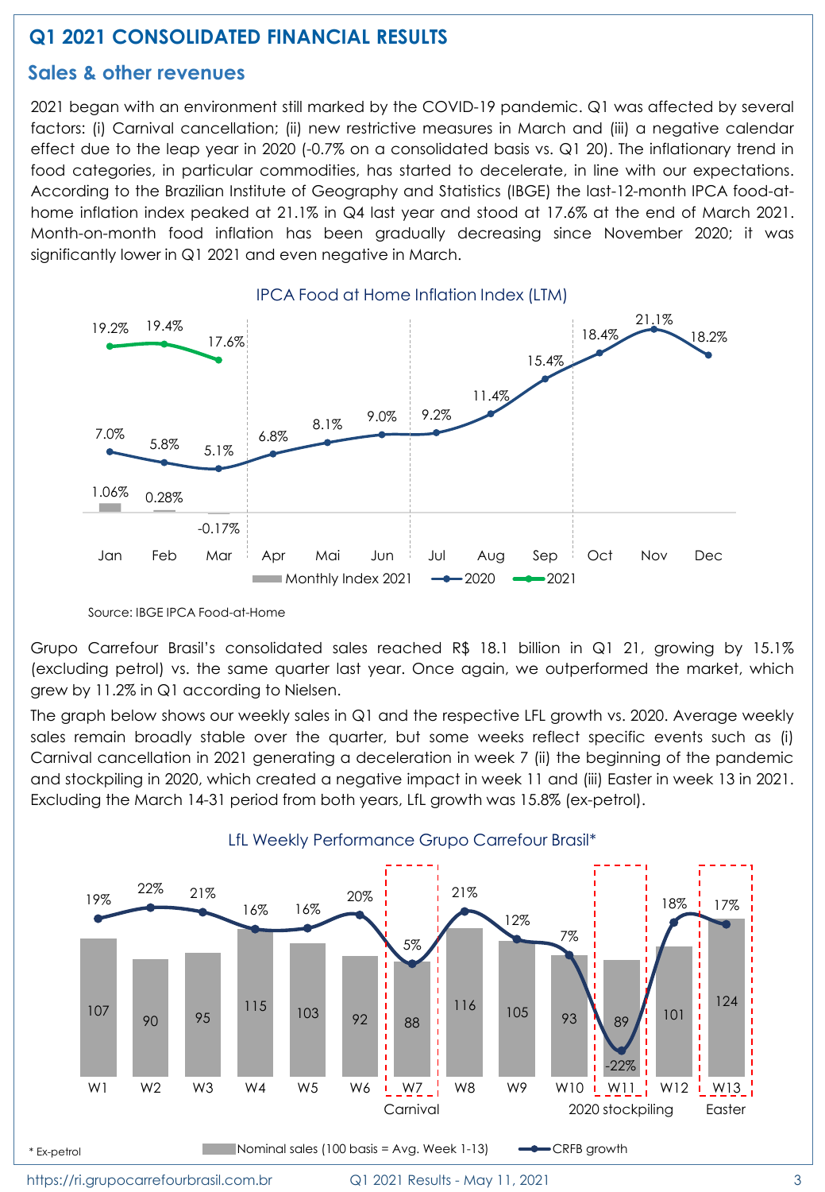# Q1 2021 CONSOLIDATED FINANCIAL RESULTS

## Sales & other revenues

2021 began with an environment still marked by the COVID-19 pandemic. Q1 was affected by several factors: (i) Carnival cancellation; (ii) new restrictive measures in March and (iii) a negative calendar effect due to the leap year in 2020 (-0.7% on a consolidated basis vs. Q1 20). The inflationary trend in food categories, in particular commodities, has started to decelerate, in line with our expectations. According to the Brazilian Institute of Geography and Statistics (IBGE) the last-12-month IPCA food-at-home inflation index peaked at 21.1% in Q4 last year and stood at 17.6% at the end of March 2021. Month-on-month food inflation has been gradually decreasing since November 2020; it was significantly lower in Q1 2021 and even negative in March.

IPCA Food at Home Inflation Index (LTM)

| | Jan | Feb | Mar | Apr | Mai | Jun | Jul | Aug | Sep | Oct | Nov | Dec |
|---|---|---|---|---|---|---|---|---|---|---|---|---|
| Monthly Index 2021 | 1.06% | 0.28% | -0.17% | | | | | | | | | |
| 2020 | 7.0% | 5.8% | 5.1% | 6.8% | 8.1% | 9.0% | 9.2% | 11.4% | 15.4% | 18.4% | 21.1% | 18.2% |
| 2021 | 19.2% | 19.4% | 17.6% | | | | | | | | | |

Source: IBGE IPCA Food-at-Home

Grupo Carrefour Brasil's consolidated sales reached R$ 18.1 billion in Q1 21, growing by 15.1% (excluding petrol) vs. the same quarter last year. Once again, we outperformed the market, which grew by 11.2% in Q1 according to Nielsen.

The graph below shows our weekly sales in Q1 and the respective LFL growth vs. 2020. Average weekly sales remain broadly stable over the quarter, but some weeks reflect specific events such as (i) Carnival cancellation in 2021 generating a deceleration in week 7 (ii) the beginning of the pandemic and stockpiling in 2020, which created a negative impact in week 11 and (iii) Easter in week 13 in 2021. Excluding the March 14-31 period from both years, LfL growth was 15.8% (ex-petrol).

LfL Weekly Performance Grupo Carrefour Brasil*

| | W1 | W2 | W3 | W4 | W5 | W6 | W7 (Carnival) | W8 | W9 | W10 | W11 (2020 stockpiling) | W12 | W13 (Easter) |
|---|---|---|---|---|---|---|---|---|---|---|---|---|---|
| Nominal sales (100 basis = Avg. Week 1-13) | 107 | 90 | 95 | 115 | 103 | 92 | 88 | 116 | 105 | 93 | 89 | 101 | 124 |
| CRFB growth | 19% | 22% | 21% | 16% | 16% | 20% | 5% | 21% | 12% | 7% | -22% | 18% | 17% |

\* Ex-petrol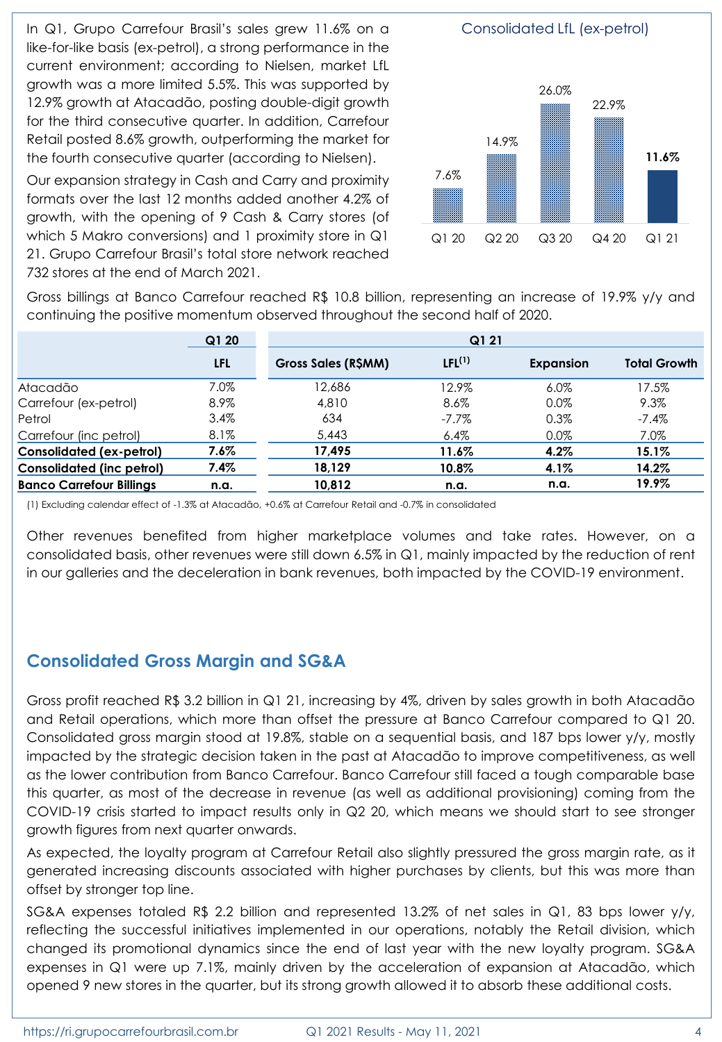In Q1, Grupo Carrefour Brasil's sales grew 11.6% on a like-for-like basis (ex-petrol), a strong performance in the current environment; according to Nielsen, market LfL growth was a more limited 5.5%. This was supported by 12.9% growth at Atacadão, posting double-digit growth for the third consecutive quarter. In addition, Carrefour Retail posted 8.6% growth, outperforming the market for the fourth consecutive quarter (according to Nielsen).

Our expansion strategy in Cash and Carry and proximity formats over the last 12 months added another 4.2% of growth, with the opening of 9 Cash & Carry stores (of which 5 Makro conversions) and 1 proximity store in Q1 21. Grupo Carrefour Brasil's total store network reached 732 stores at the end of March 2021.

Consolidated LfL (ex-petrol)

| Q1 20 | Q2 20 | Q3 20 | Q4 20 | Q1 21 |
|---|---|---|---|---|
| 7.6% | 14.9% | 26.0% | 22.9% | 11.6% |

Gross billings at Banco Carrefour reached R$ 10.8 billion, representing an increase of 19.9% y/y and continuing the positive momentum observed throughout the second half of 2020.

| | Q1 20 | Q1 21 | | | |
|---|---|---|---|---|---|
| | LFL | Gross Sales (R$MM) | LFL[1] | Expansion | Total Growth |
| Atacadão | 7.0% | 12,686 | 12.9% | 6.0% | 17.5% |
| Carrefour (ex-petrol) | 8.9% | 4,810 | 8.6% | 0.0% | 9.3% |
| Petrol | 3.4% | 634 | -7.7% | 0.3% | -7.4% |
| Carrefour (inc petrol) | 8.1% | 5,443 | 6.4% | 0.0% | 7.0% |
| **Consolidated (ex-petrol)** | **7.6%** | **17,495** | **11.6%** | **4.2%** | **15.1%** |
| **Consolidated (inc petrol)** | **7.4%** | **18,129** | **10.8%** | **4.1%** | **14.2%** |
| **Banco Carrefour Billings** | **n.a.** | **10,812** | **n.a.** | **n.a.** | **19.9%** |

(1) Excluding calendar effect of -1.3% at Atacadão, +0.6% at Carrefour Retail and -0.7% in consolidated

Other revenues benefited from higher marketplace volumes and take rates. However, on a consolidated basis, other revenues were still down 6.5% in Q1, mainly impacted by the reduction of rent in our galleries and the deceleration in bank revenues, both impacted by the COVID-19 environment.

## Consolidated Gross Margin and SG&A

Gross profit reached R$ 3.2 billion in Q1 21, increasing by 4%, driven by sales growth in both Atacadão and Retail operations, which more than offset the pressure at Banco Carrefour compared to Q1 20. Consolidated gross margin stood at 19.8%, stable on a sequential basis, and 187 bps lower y/y, mostly impacted by the strategic decision taken in the past at Atacadão to improve competitiveness, as well as the lower contribution from Banco Carrefour. Banco Carrefour still faced a tough comparable base this quarter, as most of the decrease in revenue (as well as additional provisioning) coming from the COVID-19 crisis started to impact results only in Q2 20, which means we should start to see stronger growth figures from next quarter onwards.

As expected, the loyalty program at Carrefour Retail also slightly pressured the gross margin rate, as it generated increasing discounts associated with higher purchases by clients, but this was more than offset by stronger top line.

SG&A expenses totaled R$ 2.2 billion and represented 13.2% of net sales in Q1, 83 bps lower y/y, reflecting the successful initiatives implemented in our operations, notably the Retail division, which changed its promotional dynamics since the end of last year with the new loyalty program. SG&A expenses in Q1 were up 7.1%, mainly driven by the acceleration of expansion at Atacadão, which opened 9 new stores in the quarter, but its strong growth allowed it to absorb these additional costs.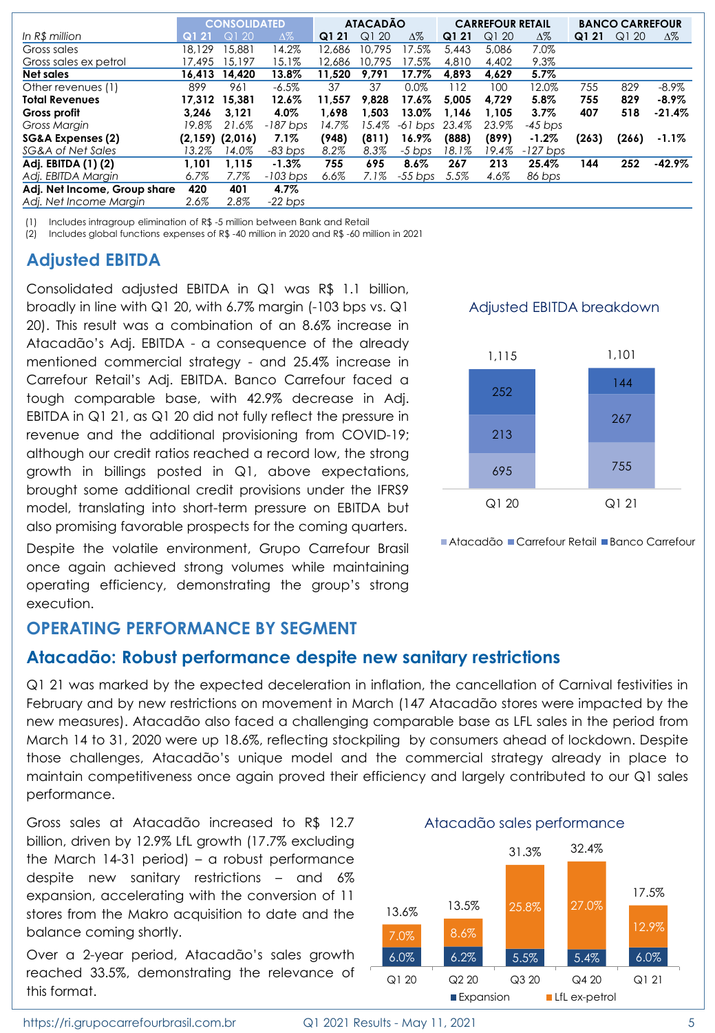| In R$ million | CONSOLIDATED | | | ATACADÃO | | | CARREFOUR RETAIL | | | BANCO CARREFOUR | | |
|---|---|---|---|---|---|---|---|---|---|---|---|---|
| | Q1 21 | Q1 20 | Δ% | Q1 21 | Q1 20 | Δ% | Q1 21 | Q1 20 | Δ% | Q1 21 | Q1 20 | Δ% |
| Gross sales | 18,129 | 15,881 | 14.2% | 12,686 | 10,795 | 17.5% | 5,443 | 5,086 | 7.0% | | | |
| Gross sales ex petrol | 17,495 | 15,197 | 15.1% | 12,686 | 10,795 | 17.5% | 4,810 | 4,402 | 9.3% | | | |
| **Net sales** | **16,413** | **14,420** | **13.8%** | **11,520** | **9,791** | **17.7%** | **4,893** | **4,629** | **5.7%** | | | |
| Other revenues (1) | 899 | 961 | -6.5% | 37 | 37 | 0.0% | 112 | 100 | 12.0% | 755 | 829 | -8.9% |
| **Total Revenues** | **17,312** | **15,381** | **12.6%** | **11,557** | **9,828** | **17.6%** | **5,005** | **4,729** | **5.8%** | **755** | **829** | **-8.9%** |
| **Gross profit** | **3,246** | **3,121** | **4.0%** | **1,698** | **1,503** | **13.0%** | **1,146** | **1,105** | **3.7%** | **407** | **518** | **-21.4%** |
| *Gross Margin* | *19.8%* | *21.6%* | *-187 bps* | *14.7%* | *15.4%* | *-61 bps* | *23.4%* | *23.9%* | *-45 bps* | | | |
| **SG&A Expenses (2)** | **(2,159)** | **(2,016)** | **7.1%** | **(948)** | **(811)** | **16.9%** | **(888)** | **(899)** | **-1.2%** | **(263)** | **(266)** | **-1.1%** |
| *SG&A of Net Sales* | *13.2%* | *14.0%* | *-83 bps* | *8.2%* | *8.3%* | *-5 bps* | *18.1%* | *19.4%* | *-127 bps* | | | |
| **Adj. EBITDA (1) (2)** | **1,101** | **1,115** | **-1.3%** | **755** | **695** | **8.6%** | **267** | **213** | **25.4%** | **144** | **252** | **-42.9%** |
| *Adj. EBITDA Margin* | *6.7%* | *7.7%* | *-103 bps* | *6.6%* | *7.1%* | *-55 bps* | *5.5%* | *4.6%* | *86 bps* | | | |
| **Adj. Net Income, Group share** | **420** | **401** | **4.7%** | | | | | | | | | |
| *Adj. Net Income Margin* | *2.6%* | *2.8%* | *-22 bps* | | | | | | | | | |

(1) Includes intragroup elimination of R$ -5 million between Bank and Retail
(2) Includes global functions expenses of R$ -40 million in 2020 and R$ -60 million in 2021

## Adjusted EBITDA

Consolidated adjusted EBITDA in Q1 was R$ 1.1 billion, broadly in line with Q1 20, with 6.7% margin (-103 bps vs. Q1 20). This result was a combination of an 8.6% increase in Atacadão's Adj. EBITDA - a consequence of the already mentioned commercial strategy - and 25.4% increase in Carrefour Retail's Adj. EBITDA. Banco Carrefour faced a tough comparable base, with 42.9% decrease in Adj. EBITDA in Q1 21, as Q1 20 did not fully reflect the pressure in revenue and the additional provisioning from COVID-19; although our credit ratios reached a record low, the strong growth in billings posted in Q1, above expectations, brought some additional credit provisions under the IFRS9 model, translating into short-term pressure on EBITDA but also promising favorable prospects for the coming quarters.

Despite the volatile environment, Grupo Carrefour Brasil once again achieved strong volumes while maintaining operating efficiency, demonstrating the group's strong execution.

Adjusted EBITDA breakdown

| | Q1 20 | Q1 21 |
|---|---|---|
| Atacadão | 695 | 755 |
| Carrefour Retail | 213 | 267 |
| Banco Carrefour | 252 | 144 |
| Total | 1,115 | 1,101 |

## OPERATING PERFORMANCE BY SEGMENT

### Atacadão: Robust performance despite new sanitary restrictions

Q1 21 was marked by the expected deceleration in inflation, the cancellation of Carnival festivities in February and by new restrictions on movement in March (147 Atacadão stores were impacted by the new measures). Atacadão also faced a challenging comparable base as LFL sales in the period from March 14 to 31, 2020 were up 18.6%, reflecting stockpiling by consumers ahead of lockdown. Despite those challenges, Atacadão's unique model and the commercial strategy already in place to maintain competitiveness once again proved their efficiency and largely contributed to our Q1 sales performance.

Gross sales at Atacadão increased to R$ 12.7 billion, driven by 12.9% LfL growth (17.7% excluding the March 14-31 period) – a robust performance despite new sanitary restrictions – and 6% expansion, accelerating with the conversion of 11 stores from the Makro acquisition to date and the balance coming shortly.

Over a 2-year period, Atacadão's sales growth reached 33.5%, demonstrating the relevance of this format.

Atacadão sales performance

| | Q1 20 | Q2 20 | Q3 20 | Q4 20 | Q1 21 |
|---|---|---|---|---|---|
| Expansion | 6.0% | 6.2% | 5.5% | 5.4% | 6.0% |
| LfL ex-petrol | 7.0% | 8.6% | 25.8% | 27.0% | 12.9% |
| Total | 13.6% | 13.5% | 31.3% | 32.4% | 17.5% |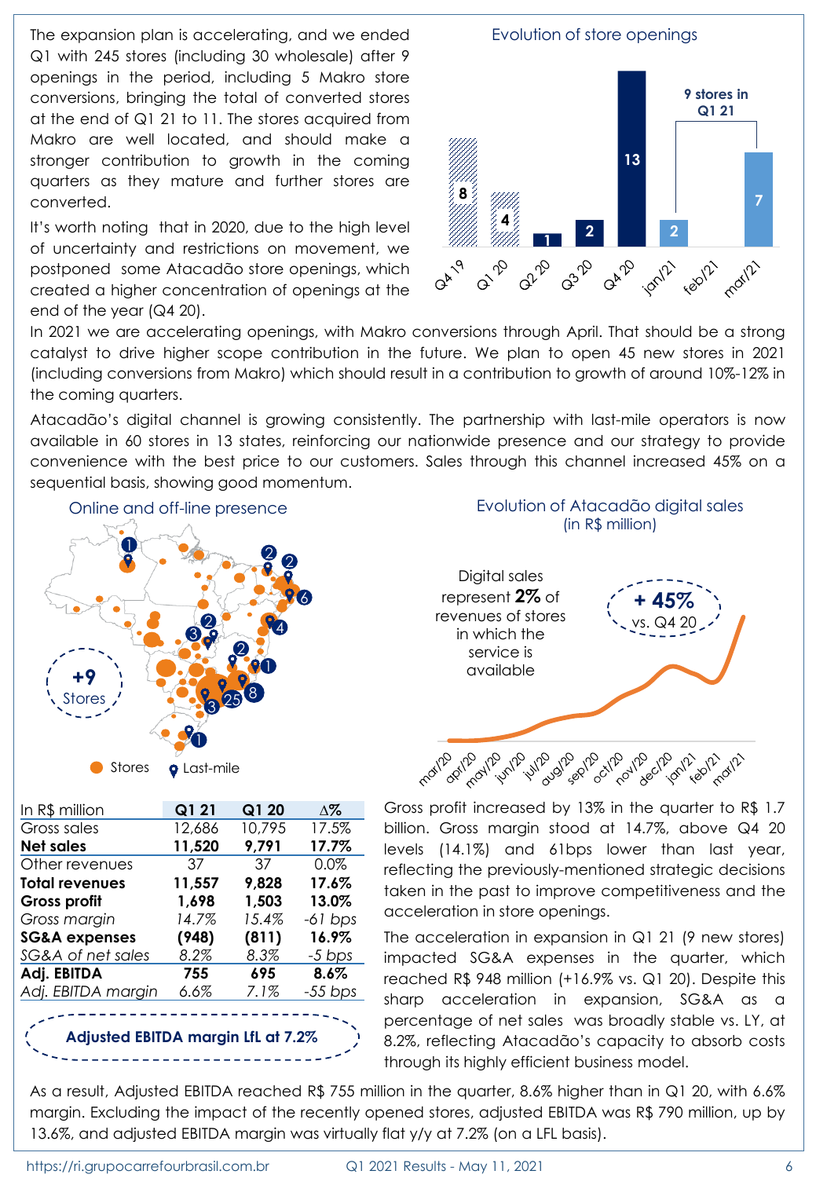The expansion plan is accelerating, and we ended Q1 with 245 stores (including 30 wholesale) after 9 openings in the period, including 5 Makro store conversions, bringing the total of converted stores at the end of Q1 21 to 11. The stores acquired from Makro are well located, and should make a stronger contribution to growth in the coming quarters as they mature and further stores are converted.

It's worth noting that in 2020, due to the high level of uncertainty and restrictions on movement, we postponed some Atacadão store openings, which created a higher concentration of openings at the end of the year (Q4 20).

**Evolution of store openings**

| Q4 19 | Q1 20 | Q2 20 | Q3 20 | Q4 20 | jan/21 | feb/21 | mar/21 |
|---|---|---|---|---|---|---|---|
| 8 | 4 | 1 | 2 | 13 | 2 | | 7 |

9 stores in Q1 21

In 2021 we are accelerating openings, with Makro conversions through April. That should be a strong catalyst to drive higher scope contribution in the future. We plan to open 45 new stores in 2021 (including conversions from Makro) which should result in a contribution to growth of around 10%-12% in the coming quarters.

Atacadão's digital channel is growing consistently. The partnership with last-mile operators is now available in 60 stores in 13 states, reinforcing our nationwide presence and our strategy to provide convenience with the best price to our customers. Sales through this channel increased 45% on a sequential basis, showing good momentum.

**Online and off-line presence**

+9 Stores

Stores / Last-mile

**Evolution of Atacadão digital sales (in R$ million)**

Digital sales represent **2%** of revenues of stores in which the service is available

**+ 45%** vs. Q4 20

| In R$ million | Q1 21 | Q1 20 | Δ% |
|---|---|---|---|
| Gross sales | 12,686 | 10,795 | 17.5% |
| **Net sales** | **11,520** | **9,791** | **17.7%** |
| Other revenues | 37 | 37 | 0.0% |
| **Total revenues** | **11,557** | **9,828** | **17.6%** |
| **Gross profit** | **1,698** | **1,503** | **13.0%** |
| *Gross margin* | *14.7%* | *15.4%* | *-61 bps* |
| **SG&A expenses** | **(948)** | **(811)** | **16.9%** |
| *SG&A of net sales* | *8.2%* | *8.3%* | *-5 bps* |
| **Adj. EBITDA** | **755** | **695** | **8.6%** |
| *Adj. EBITDA margin* | *6.6%* | *7.1%* | *-55 bps* |

**Adjusted EBITDA margin LfL at 7.2%**

Gross profit increased by 13% in the quarter to R$ 1.7 billion. Gross margin stood at 14.7%, above Q4 20 levels (14.1%) and 61bps lower than last year, reflecting the previously-mentioned strategic decisions taken in the past to improve competitiveness and the acceleration in store openings.

The acceleration in expansion in Q1 21 (9 new stores) impacted SG&A expenses in the quarter, which reached R$ 948 million (+16.9% vs. Q1 20). Despite this sharp acceleration in expansion, SG&A as a percentage of net sales was broadly stable vs. LY, at 8.2%, reflecting Atacadão's capacity to absorb costs through its highly efficient business model.

As a result, Adjusted EBITDA reached R$ 755 million in the quarter, 8.6% higher than in Q1 20, with 6.6% margin. Excluding the impact of the recently opened stores, adjusted EBITDA was R$ 790 million, up by 13.6%, and adjusted EBITDA margin was virtually flat y/y at 7.2% (on a LFL basis).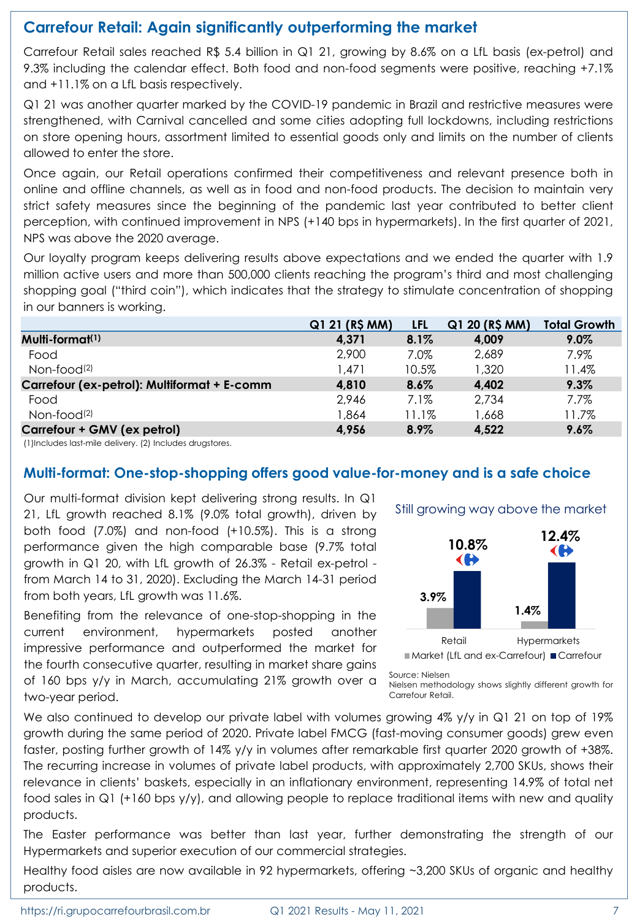## Carrefour Retail: Again significantly outperforming the market

Carrefour Retail sales reached R$ 5.4 billion in Q1 21, growing by 8.6% on a LfL basis (ex-petrol) and 9.3% including the calendar effect. Both food and non-food segments were positive, reaching +7.1% and +11.1% on a LfL basis respectively.

Q1 21 was another quarter marked by the COVID-19 pandemic in Brazil and restrictive measures were strengthened, with Carnival cancelled and some cities adopting full lockdowns, including restrictions on store opening hours, assortment limited to essential goods only and limits on the number of clients allowed to enter the store.

Once again, our Retail operations confirmed their competitiveness and relevant presence both in online and offline channels, as well as in food and non-food products. The decision to maintain very strict safety measures since the beginning of the pandemic last year contributed to better client perception, with continued improvement in NPS (+140 bps in hypermarkets). In the first quarter of 2021, NPS was above the 2020 average.

Our loyalty program keeps delivering results above expectations and we ended the quarter with 1.9 million active users and more than 500,000 clients reaching the program's third and most challenging shopping goal ("third coin"), which indicates that the strategy to stimulate concentration of shopping in our banners is working.

| | Q1 21 (R$ MM) | LFL | Q1 20 (R$ MM) | Total Growth |
|---|---|---|---|---|
| **Multi-format[1]** | **4,371** | **8.1%** | **4,009** | **9.0%** |
| Food | 2,900 | 7.0% | 2,689 | 7.9% |
| Non-food[2] | 1,471 | 10.5% | 1,320 | 11.4% |
| **Carrefour (ex-petrol): Multiformat + E-comm** | **4,810** | **8.6%** | **4,402** | **9.3%** |
| Food | 2,946 | 7.1% | 2,734 | 7.7% |
| Non-food[2] | 1,864 | 11.1% | 1,668 | 11.7% |
| **Carrefour + GMV (ex petrol)** | **4,956** | **8.9%** | **4,522** | **9.6%** |

(1)Includes last-mile delivery. (2) Includes drugstores.

## Multi-format: One-stop-shopping offers good value-for-money and is a safe choice

Our multi-format division kept delivering strong results. In Q1 21, LfL growth reached 8.1% (9.0% total growth), driven by both food (7.0%) and non-food (+10.5%). This is a strong performance given the high comparable base (9.7% total growth in Q1 20, with LfL growth of 26.3% - Retail ex-petrol - from March 14 to 31, 2020). Excluding the March 14-31 period from both years, LfL growth was 11.6%.

Benefiting from the relevance of one-stop-shopping in the current environment, hypermarkets posted another impressive performance and outperformed the market for the fourth consecutive quarter, resulting in market share gains of 160 bps y/y in March, accumulating 21% growth over a two-year period.

Still growing way above the market

| | Market (LfL and ex-Carrefour) | Carrefour |
|---|---|---|
| Retail | 3.9% | 10.8% |
| Hypermarkets | 1.4% | 12.4% |

Source: Nielsen
Nielsen methodology shows slightly different growth for Carrefour Retail.

We also continued to develop our private label with volumes growing 4% y/y in Q1 21 on top of 19% growth during the same period of 2020. Private label FMCG (fast-moving consumer goods) grew even faster, posting further growth of 14% y/y in volumes after remarkable first quarter 2020 growth of +38%. The recurring increase in volumes of private label products, with approximately 2,700 SKUs, shows their relevance in clients' baskets, especially in an inflationary environment, representing 14.9% of total net food sales in Q1 (+160 bps y/y), and allowing people to replace traditional items with new and quality products.

The Easter performance was better than last year, further demonstrating the strength of our Hypermarkets and superior execution of our commercial strategies.

Healthy food aisles are now available in 92 hypermarkets, offering ~3,200 SKUs of organic and healthy products.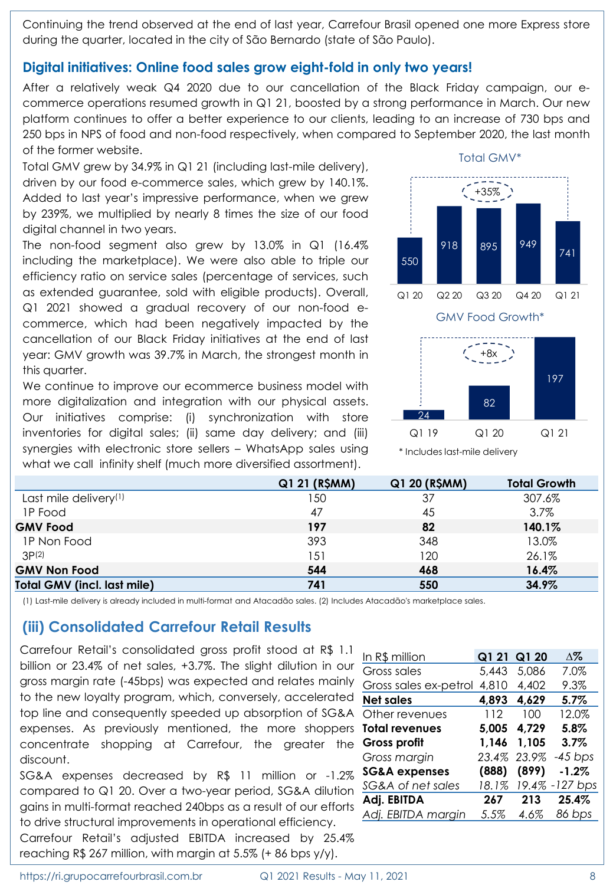Continuing the trend observed at the end of last year, Carrefour Brasil opened one more Express store during the quarter, located in the city of São Bernardo (state of São Paulo).

## Digital initiatives: Online food sales grow eight-fold in only two years!

After a relatively weak Q4 2020 due to our cancellation of the Black Friday campaign, our e-commerce operations resumed growth in Q1 21, boosted by a strong performance in March. Our new platform continues to offer a better experience to our clients, leading to an increase of 730 bps and 250 bps in NPS of food and non-food respectively, when compared to September 2020, the last month of the former website.

Total GMV grew by 34.9% in Q1 21 (including last-mile delivery), driven by our food e-commerce sales, which grew by 140.1%. Added to last year's impressive performance, when we grew by 239%, we multiplied by nearly 8 times the size of our food digital channel in two years.

The non-food segment also grew by 13.0% in Q1 (16.4% including the marketplace). We were also able to triple our efficiency ratio on service sales (percentage of services, such as extended guarantee, sold with eligible products). Overall, Q1 2021 showed a gradual recovery of our non-food e-commerce, which had been negatively impacted by the cancellation of our Black Friday initiatives at the end of last year: GMV growth was 39.7% in March, the strongest month in this quarter.

We continue to improve our ecommerce business model with more digitalization and integration with our physical assets. Our initiatives comprise: (i) synchronization with store inventories for digital sales; (ii) same day delivery; and (iii) synergies with electronic store sellers – WhatsApp sales using what we call infinity shelf (much more diversified assortment).

Total GMV*

| Q1 20 | Q2 20 | Q3 20 | Q4 20 | Q1 21 |
|---|---|---|---|---|
| 550 | 918 | 895 | 949 | 741 |

+35%

GMV Food Growth*

| Q1 19 | Q1 20 | Q1 21 |
|---|---|---|
| 24 | 82 | 197 |

+8x

\* Includes last-mile delivery

| | Q1 21 (R$MM) | Q1 20 (R$MM) | Total Growth |
|---|---|---|---|
| Last mile delivery[(1)] | 150 | 37 | 307.6% |
| 1P Food | 47 | 45 | 3.7% |
| **GMV Food** | **197** | **82** | **140.1%** |
| 1P Non Food | 393 | 348 | 13.0% |
| 3P[(2)] | 151 | 120 | 26.1% |
| **GMV Non Food** | **544** | **468** | **16.4%** |
| **Total GMV (incl. last mile)** | **741** | **550** | **34.9%** |

(1) Last-mile delivery is already included in multi-format and Atacadão sales. (2) Includes Atacadão's marketplace sales.

## (iii) Consolidated Carrefour Retail Results

Carrefour Retail's consolidated gross profit stood at R$ 1.1 billion or 23.4% of net sales, +3.7%. The slight dilution in our gross margin rate (-45bps) was expected and relates mainly to the new loyalty program, which, conversely, accelerated top line and consequently speeded up absorption of SG&A expenses. As previously mentioned, the more shoppers concentrate shopping at Carrefour, the greater the discount.

SG&A expenses decreased by R$ 11 million or -1.2% compared to Q1 20. Over a two-year period, SG&A dilution gains in multi-format reached 240bps as a result of our efforts to drive structural improvements in operational efficiency.

Carrefour Retail's adjusted EBITDA increased by 25.4% reaching R$ 267 million, with margin at 5.5% (+ 86 bps y/y).

| In R$ million | Q1 21 | Q1 20 | Δ% |
|---|---|---|---|
| Gross sales | 5,443 | 5,086 | 7.0% |
| Gross sales ex-petrol | 4,810 | 4,402 | 9.3% |
| **Net sales** | **4,893** | **4,629** | **5.7%** |
| Other revenues | 112 | 100 | 12.0% |
| **Total revenues** | **5,005** | **4,729** | **5.8%** |
| **Gross profit** | **1,146** | **1,105** | **3.7%** |
| *Gross margin* | *23.4%* | *23.9%* | *-45 bps* |
| **SG&A expenses** | **(888)** | **(899)** | **-1.2%** |
| *SG&A of net sales* | *18.1%* | *19.4%* | *-127 bps* |
| **Adj. EBITDA** | **267** | **213** | **25.4%** |
| *Adj. EBITDA margin* | *5.5%* | *4.6%* | *86 bps* |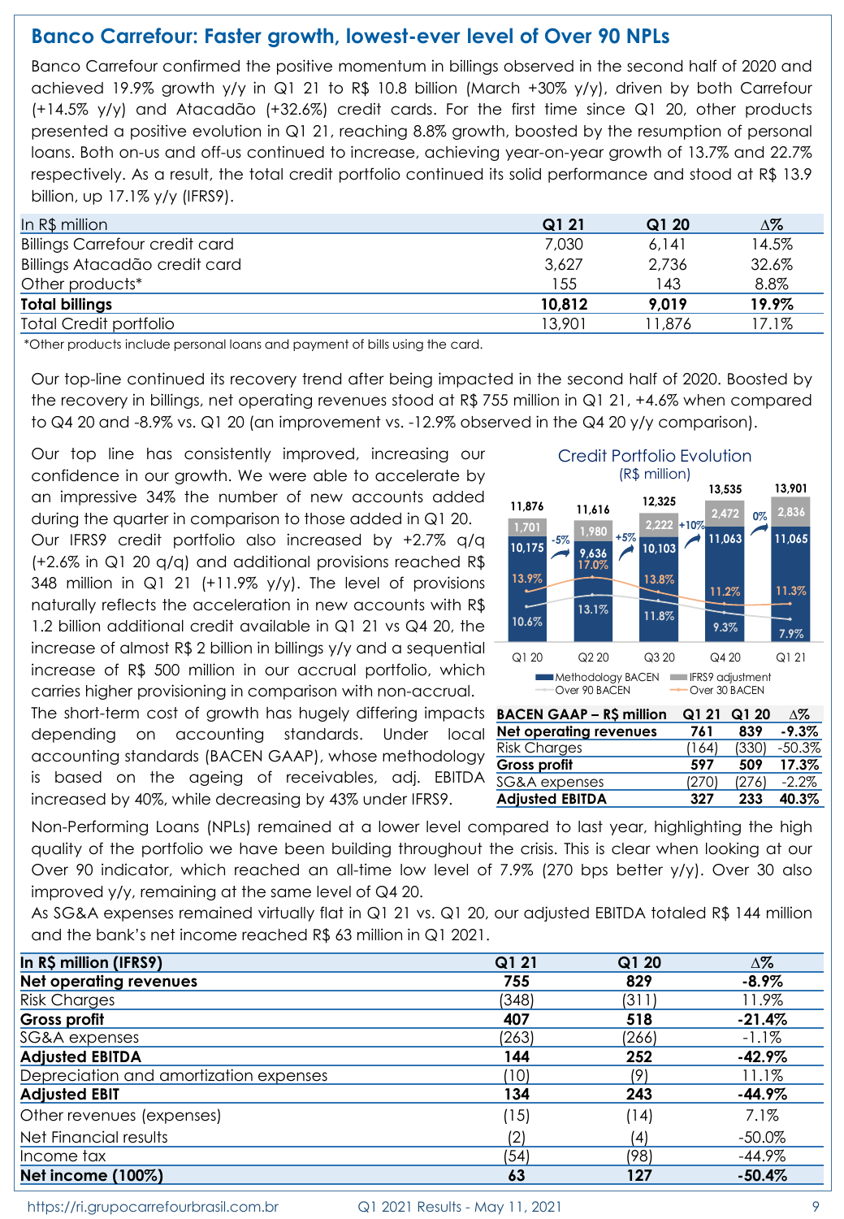## Banco Carrefour: Faster growth, lowest-ever level of Over 90 NPLs

Banco Carrefour confirmed the positive momentum in billings observed in the second half of 2020 and achieved 19.9% growth y/y in Q1 21 to R$ 10.8 billion (March +30% y/y), driven by both Carrefour (+14.5% y/y) and Atacadão (+32.6%) credit cards. For the first time since Q1 20, other products presented a positive evolution in Q1 21, reaching 8.8% growth, boosted by the resumption of personal loans. Both on-us and off-us continued to increase, achieving year-on-year growth of 13.7% and 22.7% respectively. As a result, the total credit portfolio continued its solid performance and stood at R$ 13.9 billion, up 17.1% y/y (IFRS9).

| In R$ million | Q1 21 | Q1 20 | Δ% |
|---|---|---|---|
| Billings Carrefour credit card | 7,030 | 6,141 | 14.5% |
| Billings Atacadão credit card | 3,627 | 2,736 | 32.6% |
| Other products* | 155 | 143 | 8.8% |
| **Total billings** | **10,812** | **9,019** | **19.9%** |
| Total Credit portfolio | 13,901 | 11,876 | 17.1% |

*Other products include personal loans and payment of bills using the card.

Our top-line continued its recovery trend after being impacted in the second half of 2020. Boosted by the recovery in billings, net operating revenues stood at R$ 755 million in Q1 21, +4.6% when compared to Q4 20 and -8.9% vs. Q1 20 (an improvement vs. -12.9% observed in the Q4 20 y/y comparison).

Our top line has consistently improved, increasing our confidence in our growth. We were able to accelerate by an impressive 34% the number of new accounts added during the quarter in comparison to those added in Q1 20.

Our IFRS9 credit portfolio also increased by +2.7% q/q (+2.6% in Q1 20 q/q) and additional provisions reached R$ 348 million in Q1 21 (+11.9% y/y). The level of provisions naturally reflects the acceleration in new accounts with R$ 1.2 billion additional credit available in Q1 21 vs Q4 20, the increase of almost R$ 2 billion in billings y/y and a sequential increase of R$ 500 million in our accrual portfolio, which carries higher provisioning in comparison with non-accrual.

The short-term cost of growth has hugely differing impacts depending on accounting standards. Under local accounting standards (BACEN GAAP), whose methodology is based on the ageing of receivables, adj. EBITDA increased by 40%, while decreasing by 43% under IFRS9.

Credit Portfolio Evolution (R$ million)

| | Q1 20 | Q2 20 | Q3 20 | Q4 20 | Q1 21 |
|---|---|---|---|---|---|
| Total | 11,876 | 11,616 | 12,325 | 13,535 | 13,901 |
| Methodology BACEN | 10,175 | 9,636 | 10,103 | 11,063 | 11,065 |
| IFRS9 adjustment | 1,701 | 1,980 | 2,222 | 2,472 | 2,836 |
| Over 90 BACEN | 10.6% | 13.1% | 11.8% | 9.3% | 7.9% |
| Over 30 BACEN | 13.9% | 17.0% | 13.8% | 11.2% | 11.3% |
| Change q/q | | -5% | +5% | +10% | 0% |

| BACEN GAAP – R$ million | Q1 21 | Q1 20 | Δ% |
|---|---|---|---|
| **Net operating revenues** | **761** | **839** | **-9.3%** |
| Risk Charges | (164) | (330) | -50.3% |
| **Gross profit** | **597** | **509** | **17.3%** |
| SG&A expenses | (270) | (276) | -2.2% |
| **Adjusted EBITDA** | **327** | **233** | **40.3%** |

Non-Performing Loans (NPLs) remained at a lower level compared to last year, highlighting the high quality of the portfolio we have been building throughout the crisis. This is clear when looking at our Over 90 indicator, which reached an all-time low level of 7.9% (270 bps better y/y). Over 30 also improved y/y, remaining at the same level of Q4 20.

As SG&A expenses remained virtually flat in Q1 21 vs. Q1 20, our adjusted EBITDA totaled R$ 144 million and the bank's net income reached R$ 63 million in Q1 2021.

| In R$ million (IFRS9) | Q1 21 | Q1 20 | Δ% |
|---|---|---|---|
| **Net operating revenues** | **755** | **829** | **-8.9%** |
| Risk Charges | (348) | (311) | 11.9% |
| **Gross profit** | **407** | **518** | **-21.4%** |
| SG&A expenses | (263) | (266) | -1.1% |
| **Adjusted EBITDA** | **144** | **252** | **-42.9%** |
| Depreciation and amortization expenses | (10) | (9) | 11.1% |
| **Adjusted EBIT** | **134** | **243** | **-44.9%** |
| Other revenues (expenses) | (15) | (14) | 7.1% |
| Net Financial results | (2) | (4) | -50.0% |
| Income tax | (54) | (98) | -44.9% |
| **Net income (100%)** | **63** | **127** | **-50.4%** |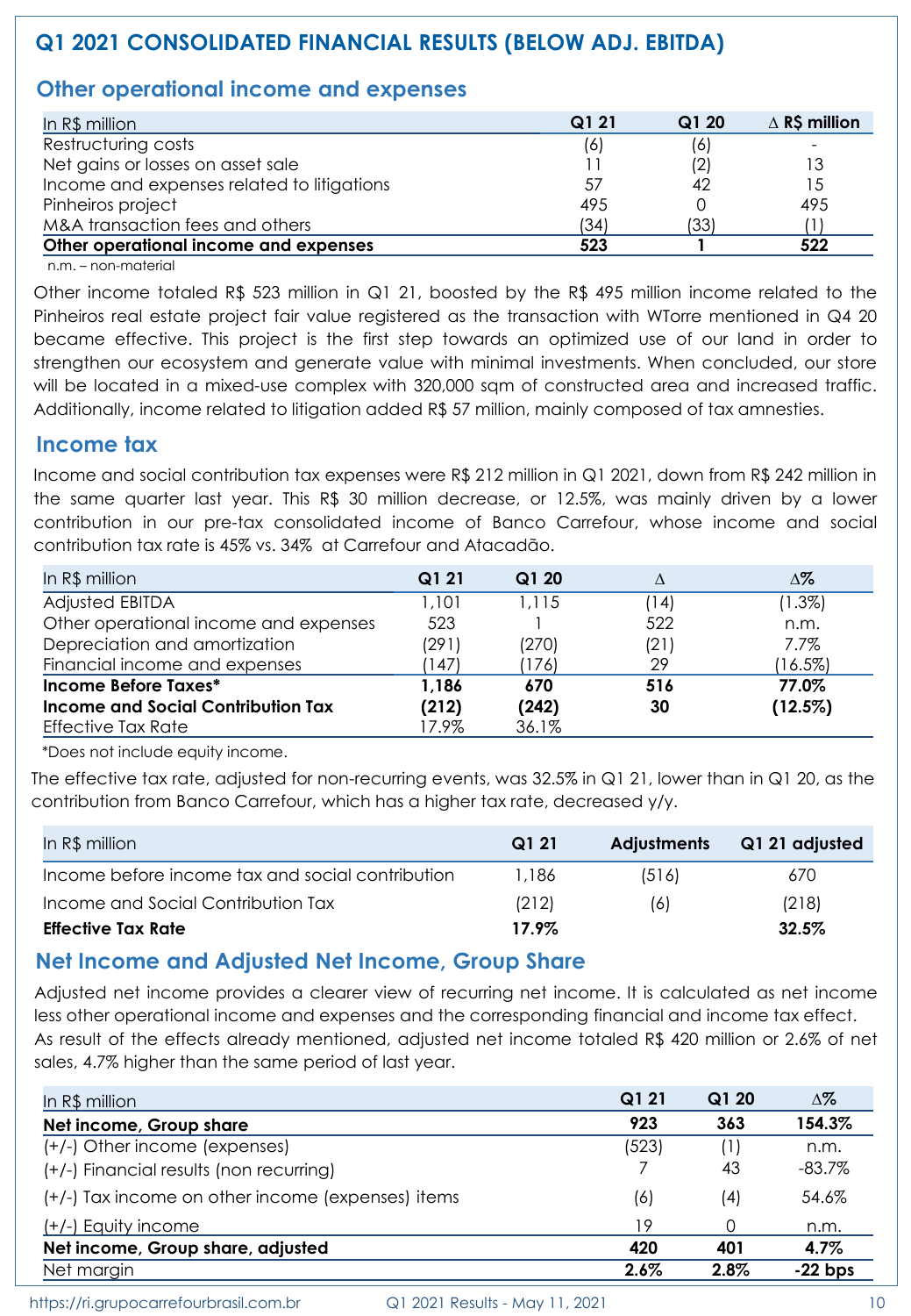# Q1 2021 CONSOLIDATED FINANCIAL RESULTS (BELOW ADJ. EBITDA)

## Other operational income and expenses

| In R$ million | Q1 21 | Q1 20 | ∆ R$ million |
|---|---|---|---|
| Restructuring costs | (6) | (6) | - |
| Net gains or losses on asset sale | 11 | (2) | 13 |
| Income and expenses related to litigations | 57 | 42 | 15 |
| Pinheiros project | 495 | 0 | 495 |
| M&A transaction fees and others | (34) | (33) | (1) |
| **Other operational income and expenses** | **523** | **1** | **522** |

n.m. – non-material

Other income totaled R$ 523 million in Q1 21, boosted by the R$ 495 million income related to the Pinheiros real estate project fair value registered as the transaction with WTorre mentioned in Q4 20 became effective. This project is the first step towards an optimized use of our land in order to strengthen our ecosystem and generate value with minimal investments. When concluded, our store will be located in a mixed-use complex with 320,000 sqm of constructed area and increased traffic. Additionally, income related to litigation added R$ 57 million, mainly composed of tax amnesties.

## Income tax

Income and social contribution tax expenses were R$ 212 million in Q1 2021, down from R$ 242 million in the same quarter last year. This R$ 30 million decrease, or 12.5%, was mainly driven by a lower contribution in our pre-tax consolidated income of Banco Carrefour, whose income and social contribution tax rate is 45% vs. 34% at Carrefour and Atacadão.

| In R$ million | Q1 21 | Q1 20 | ∆ | ∆% |
|---|---|---|---|---|
| Adjusted EBITDA | 1,101 | 1,115 | (14) | (1.3%) |
| Other operational income and expenses | 523 | 1 | 522 | n.m. |
| Depreciation and amortization | (291) | (270) | (21) | 7.7% |
| Financial income and expenses | (147) | (176) | 29 | (16.5%) |
| **Income Before Taxes*** | **1,186** | **670** | **516** | **77.0%** |
| **Income and Social Contribution Tax** | **(212)** | **(242)** | **30** | **(12.5%)** |
| Effective Tax Rate | 17.9% | 36.1% | | |

*Does not include equity income.

The effective tax rate, adjusted for non-recurring events, was 32.5% in Q1 21, lower than in Q1 20, as the contribution from Banco Carrefour, which has a higher tax rate, decreased y/y.

| In R$ million | Q1 21 | Adjustments | Q1 21 adjusted |
|---|---|---|---|
| Income before income tax and social contribution | 1,186 | (516) | 670 |
| Income and Social Contribution Tax | (212) | (6) | (218) |
| **Effective Tax Rate** | **17.9%** | | **32.5%** |

## Net Income and Adjusted Net Income, Group Share

Adjusted net income provides a clearer view of recurring net income. It is calculated as net income less other operational income and expenses and the corresponding financial and income tax effect. As result of the effects already mentioned, adjusted net income totaled R$ 420 million or 2.6% of net sales, 4.7% higher than the same period of last year.

| In R$ million | Q1 21 | Q1 20 | ∆% |
|---|---|---|---|
| **Net income, Group share** | **923** | **363** | **154.3%** |
| (+/-) Other income (expenses) | (523) | (1) | n.m. |
| (+/-) Financial results (non recurring) | 7 | 43 | -83.7% |
| (+/-) Tax income on other income (expenses) items | (6) | (4) | 54.6% |
| (+/-) Equity income | 19 | 0 | n.m. |
| **Net income, Group share, adjusted** | **420** | **401** | **4.7%** |
| Net margin | **2.6%** | **2.8%** | **-22 bps** |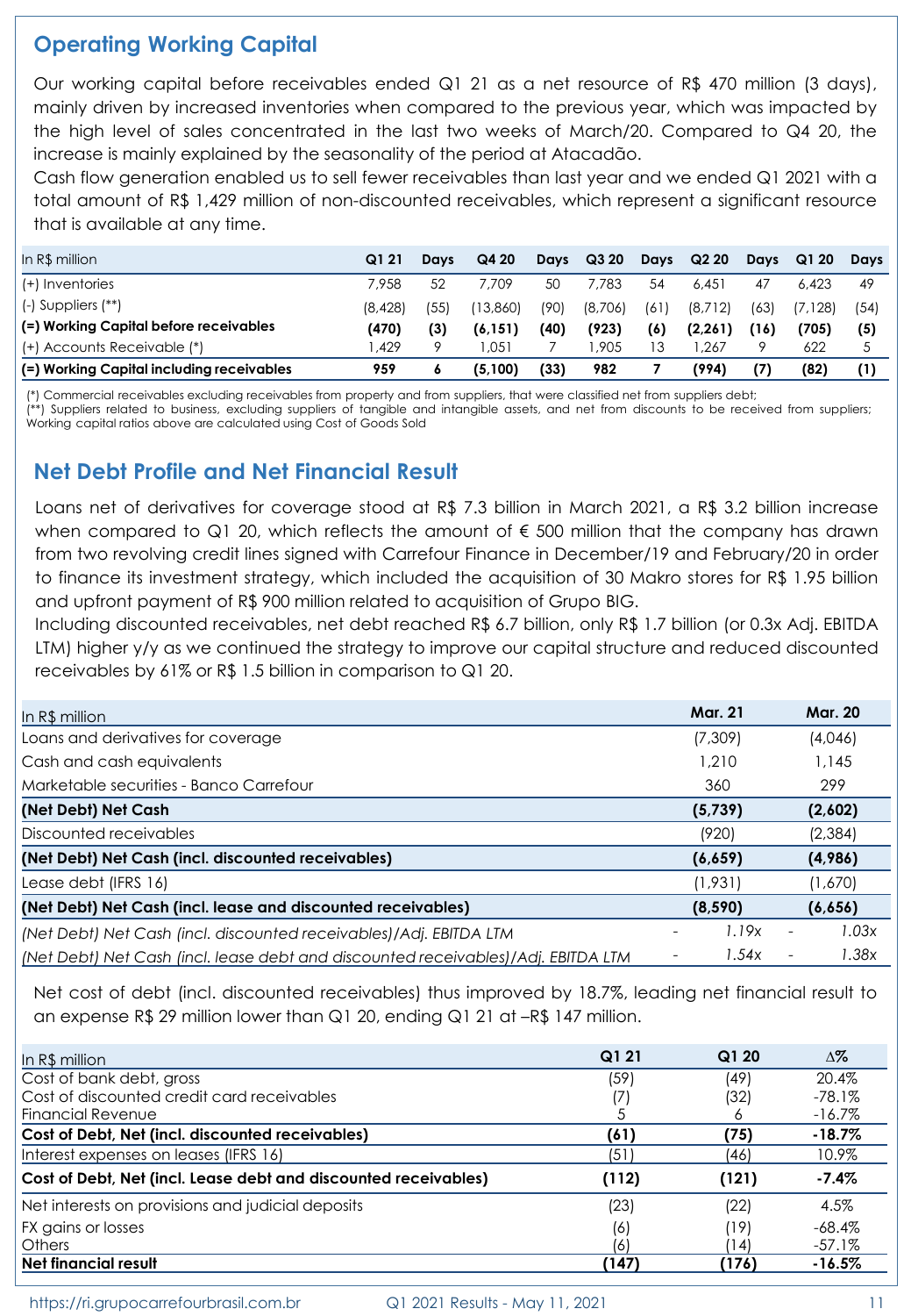## Operating Working Capital

Our working capital before receivables ended Q1 21 as a net resource of R$ 470 million (3 days), mainly driven by increased inventories when compared to the previous year, which was impacted by the high level of sales concentrated in the last two weeks of March/20. Compared to Q4 20, the increase is mainly explained by the seasonality of the period at Atacadão.

Cash flow generation enabled us to sell fewer receivables than last year and we ended Q1 2021 with a total amount of R$ 1,429 million of non-discounted receivables, which represent a significant resource that is available at any time.

| In R$ million | Q1 21 | Days | Q4 20 | Days | Q3 20 | Days | Q2 20 | Days | Q1 20 | Days |
|---|---|---|---|---|---|---|---|---|---|---|
| (+) Inventories | 7,958 | 52 | 7,709 | 50 | 7,783 | 54 | 6,451 | 47 | 6,423 | 49 |
| (-) Suppliers (**) | (8,428) | (55) | (13,860) | (90) | (8,706) | (61) | (8,712) | (63) | (7,128) | (54) |
| **(=) Working Capital before receivables** | **(470)** | **(3)** | **(6,151)** | **(40)** | **(923)** | **(6)** | **(2,261)** | **(16)** | **(705)** | **(5)** |
| (+) Accounts Receivable (*) | 1,429 | 9 | 1,051 | 7 | 1,905 | 13 | 1,267 | 9 | 622 | 5 |
| **(=) Working Capital including receivables** | **959** | **6** | **(5,100)** | **(33)** | **982** | **7** | **(994)** | **(7)** | **(82)** | **(1)** |

(*) Commercial receivables excluding receivables from property and from suppliers, that were classified net from suppliers debt;
(**) Suppliers related to business, excluding suppliers of tangible and intangible assets, and net from discounts to be received from suppliers;
Working capital ratios above are calculated using Cost of Goods Sold

## Net Debt Profile and Net Financial Result

Loans net of derivatives for coverage stood at R$ 7.3 billion in March 2021, a R$ 3.2 billion increase when compared to Q1 20, which reflects the amount of € 500 million that the company has drawn from two revolving credit lines signed with Carrefour Finance in December/19 and February/20 in order to finance its investment strategy, which included the acquisition of 30 Makro stores for R$ 1.95 billion and upfront payment of R$ 900 million related to acquisition of Grupo BIG.

Including discounted receivables, net debt reached R$ 6.7 billion, only R$ 1.7 billion (or 0.3x Adj. EBITDA LTM) higher y/y as we continued the strategy to improve our capital structure and reduced discounted receivables by 61% or R$ 1.5 billion in comparison to Q1 20.

| In R$ million | Mar. 21 | Mar. 20 |
|---|---|---|
| Loans and derivatives for coverage | (7,309) | (4,046) |
| Cash and cash equivalents | 1,210 | 1,145 |
| Marketable securities - Banco Carrefour | 360 | 299 |
| **(Net Debt) Net Cash** | **(5,739)** | **(2,602)** |
| Discounted receivables | (920) | (2,384) |
| **(Net Debt) Net Cash (incl. discounted receivables)** | **(6,659)** | **(4,986)** |
| Lease debt (IFRS 16) | (1,931) | (1,670) |
| **(Net Debt) Net Cash (incl. lease and discounted receivables)** | **(8,590)** | **(6,656)** |
| *(Net Debt) Net Cash (incl. discounted receivables)/Adj. EBITDA LTM* | *- 1.19x* | *- 1.03x* |
| *(Net Debt) Net Cash (incl. lease debt and discounted receivables)/Adj. EBITDA LTM* | *- 1.54x* | *- 1.38x* |

Net cost of debt (incl. discounted receivables) thus improved by 18.7%, leading net financial result to an expense R$ 29 million lower than Q1 20, ending Q1 21 at –R$ 147 million.

| In R$ million | Q1 21 | Q1 20 | ∆% |
|---|---|---|---|
| Cost of bank debt, gross | (59) | (49) | 20.4% |
| Cost of discounted credit card receivables | (7) | (32) | -78.1% |
| Financial Revenue | 5 | 6 | -16.7% |
| **Cost of Debt, Net (incl. discounted receivables)** | **(61)** | **(75)** | **-18.7%** |
| Interest expenses on leases (IFRS 16) | (51) | (46) | 10.9% |
| **Cost of Debt, Net (incl. Lease debt and discounted receivables)** | **(112)** | **(121)** | **-7.4%** |
| Net interests on provisions and judicial deposits | (23) | (22) | 4.5% |
| FX gains or losses | (6) | (19) | -68.4% |
| Others | (6) | (14) | -57.1% |
| **Net financial result** | **(147)** | **(176)** | **-16.5%** |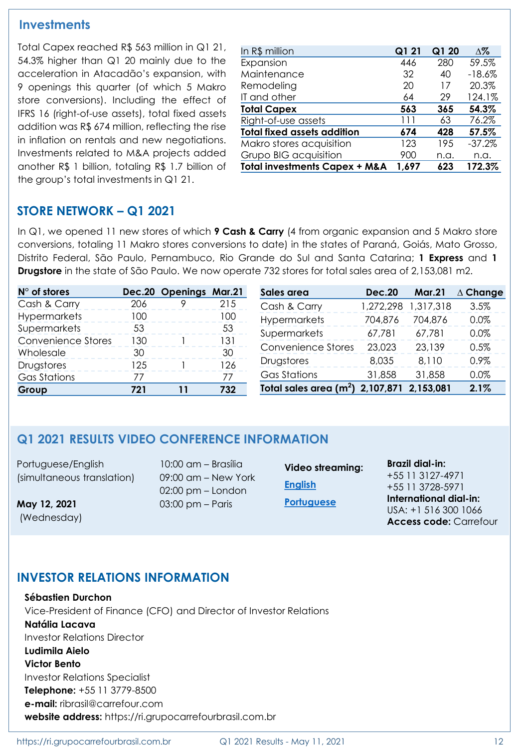## Investments

Total Capex reached R$ 563 million in Q1 21, 54.3% higher than Q1 20 mainly due to the acceleration in Atacadão's expansion, with 9 openings this quarter (of which 5 Makro store conversions). Including the effect of IFRS 16 (right-of-use assets), total fixed assets addition was R$ 674 million, reflecting the rise in inflation on rentals and new negotiations. Investments related to M&A projects added another R$ 1 billion, totaling R$ 1.7 billion of the group's total investments in Q1 21.

| In R$ million | Q1 21 | Q1 20 | Δ% |
|---|---|---|---|
| Expansion | 446 | 280 | 59.5% |
| Maintenance | 32 | 40 | -18.6% |
| Remodeling | 20 | 17 | 20.3% |
| IT and other | 64 | 29 | 124.1% |
| **Total Capex** | **563** | **365** | **54.3%** |
| Right-of-use assets | 111 | 63 | 76.2% |
| **Total fixed assets addition** | **674** | **428** | **57.5%** |
| Makro stores acquisition | 123 | 195 | -37.2% |
| Grupo BIG acquisition | 900 | n.a. | n.a. |
| **Total investments Capex + M&A** | **1,697** | **623** | **172.3%** |

## STORE NETWORK – Q1 2021

In Q1, we opened 11 new stores of which **9 Cash & Carry** (4 from organic expansion and 5 Makro store conversions, totaling 11 Makro stores conversions to date) in the states of Paraná, Goiás, Mato Grosso, Distrito Federal, São Paulo, Pernambuco, Rio Grande do Sul and Santa Catarina; **1 Express** and **1 Drugstore** in the state of São Paulo. We now operate 732 stores for total sales area of 2,153,081 m2.

| N° of stores | Dec.20 | Openings | Mar.21 |
|---|---|---|---|
| Cash & Carry | 206 | 9 | 215 |
| Hypermarkets | 100 | | 100 |
| Supermarkets | 53 | | 53 |
| Convenience Stores | 130 | 1 | 131 |
| Wholesale | 30 | | 30 |
| Drugstores | 125 | 1 | 126 |
| Gas Stations | 77 | | 77 |
| **Group** | **721** | **11** | **732** |

| Sales area | Dec.20 | Mar.21 | Δ Change |
|---|---|---|---|
| Cash & Carry | 1,272,298 | 1,317,318 | 3.5% |
| Hypermarkets | 704,876 | 704,876 | 0.0% |
| Supermarkets | 67,781 | 67,781 | 0.0% |
| Convenience Stores | 23,023 | 23,139 | 0.5% |
| Drugstores | 8,035 | 8,110 | 0.9% |
| Gas Stations | 31,858 | 31,858 | 0.0% |
| **Total sales area ($m^2$)** | **2,107,871** | **2,153,081** | **2.1%** |

## Q1 2021 RESULTS VIDEO CONFERENCE INFORMATION

Portuguese/English (simultaneous translation)

**May 12, 2021** (Wednesday)

10:00 am – Brasília
09:00 am – New York
02:00 pm – London
03:00 pm – Paris

**Video streaming:**
English
Portuguese

**Brazil dial-in:**
+55 11 3127-4971
+55 11 3728-5971
**International dial-in:**
USA: +1 516 300 1066
**Access code:** Carrefour

## INVESTOR RELATIONS INFORMATION

**Sébastien Durchon**
Vice-President of Finance (CFO) and Director of Investor Relations
**Natália Lacava**
Investor Relations Director
**Ludimila Aielo**
**Victor Bento**
Investor Relations Specialist
**Telephone:** +55 11 3779-8500
**e-mail:** ribrasil@carrefour.com
**website address:** https://ri.grupocarrefourbrasil.com.br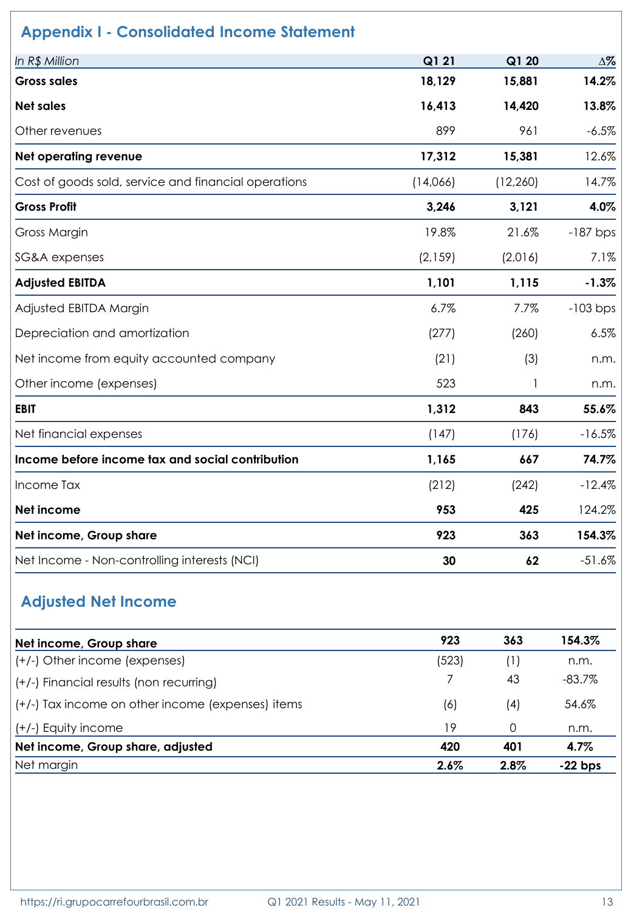## Appendix I - Consolidated Income Statement

| *In R$ Million* | Q1 21 | Q1 20 | ∆% |
|---|---|---|---|
| **Gross sales** | **18,129** | **15,881** | **14.2%** |
| **Net sales** | **16,413** | **14,420** | **13.8%** |
| Other revenues | 899 | 961 | -6.5% |
| **Net operating revenue** | **17,312** | **15,381** | 12.6% |
| Cost of goods sold, service and financial operations | (14,066) | (12,260) | 14.7% |
| **Gross Profit** | **3,246** | **3,121** | **4.0%** |
| Gross Margin | 19.8% | 21.6% | -187 bps |
| SG&A expenses | (2,159) | (2,016) | 7.1% |
| **Adjusted EBITDA** | **1,101** | **1,115** | **-1.3%** |
| Adjusted EBITDA Margin | 6.7% | 7.7% | -103 bps |
| Depreciation and amortization | (277) | (260) | 6.5% |
| Net income from equity accounted company | (21) | (3) | n.m. |
| Other income (expenses) | 523 | 1 | n.m. |
| **EBIT** | **1,312** | **843** | **55.6%** |
| Net financial expenses | (147) | (176) | -16.5% |
| **Income before income tax and social contribution** | **1,165** | **667** | **74.7%** |
| Income Tax | (212) | (242) | -12.4% |
| **Net income** | **953** | **425** | 124.2% |
| **Net income, Group share** | **923** | **363** | **154.3%** |
| Net Income - Non-controlling interests (NCI) | **30** | **62** | -51.6% |

## Adjusted Net Income

| | | | |
|---|---|---|---|
| **Net income, Group share** | **923** | **363** | **154.3%** |
| (+/-) Other income (expenses) | (523) | (1) | n.m. |
| (+/-) Financial results (non recurring) | 7 | 43 | -83.7% |
| (+/-) Tax income on other income (expenses) items | (6) | (4) | 54.6% |
| (+/-) Equity income | 19 | 0 | n.m. |
| **Net income, Group share, adjusted** | **420** | **401** | **4.7%** |
| Net margin | **2.6%** | **2.8%** | **-22 bps** |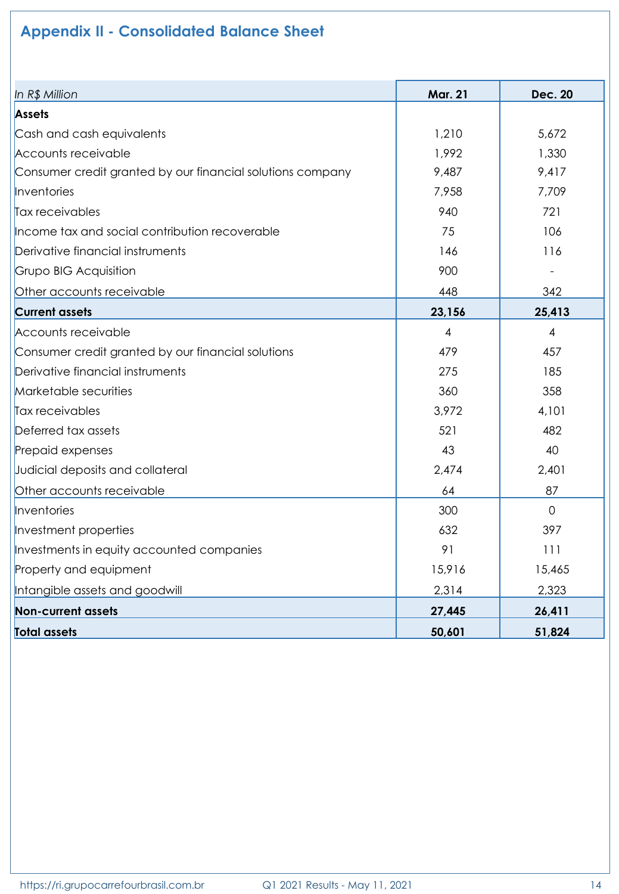## Appendix II - Consolidated Balance Sheet

| *In R$ Million* | Mar. 21 | Dec. 20 |
|---|---|---|
| **Assets** | | |
| Cash and cash equivalents | 1,210 | 5,672 |
| Accounts receivable | 1,992 | 1,330 |
| Consumer credit granted by our financial solutions company | 9,487 | 9,417 |
| Inventories | 7,958 | 7,709 |
| Tax receivables | 940 | 721 |
| Income tax and social contribution recoverable | 75 | 106 |
| Derivative financial instruments | 146 | 116 |
| Grupo BIG Acquisition | 900 | - |
| Other accounts receivable | 448 | 342 |
| **Current assets** | **23,156** | **25,413** |
| Accounts receivable | 4 | 4 |
| Consumer credit granted by our financial solutions | 479 | 457 |
| Derivative financial instruments | 275 | 185 |
| Marketable securities | 360 | 358 |
| Tax receivables | 3,972 | 4,101 |
| Deferred tax assets | 521 | 482 |
| Prepaid expenses | 43 | 40 |
| Judicial deposits and collateral | 2,474 | 2,401 |
| Other accounts receivable | 64 | 87 |
| Inventories | 300 | 0 |
| Investment properties | 632 | 397 |
| Investments in equity accounted companies | 91 | 111 |
| Property and equipment | 15,916 | 15,465 |
| Intangible assets and goodwill | 2,314 | 2,323 |
| **Non-current assets** | **27,445** | **26,411** |
| **Total assets** | **50,601** | **51,824** |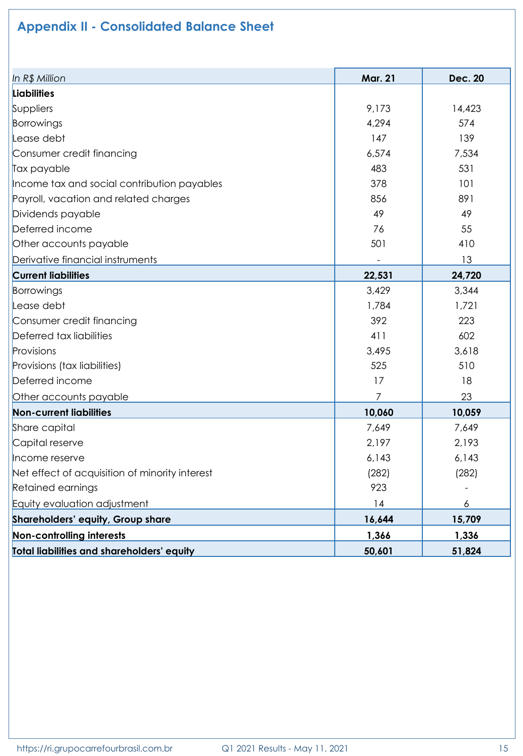## Appendix II - Consolidated Balance Sheet

| *In R$ Million* | Mar. 21 | Dec. 20 |
|---|---|---|
| **Liabilities** | | |
| Suppliers | 9,173 | 14,423 |
| Borrowings | 4,294 | 574 |
| Lease debt | 147 | 139 |
| Consumer credit financing | 6,574 | 7,534 |
| Tax payable | 483 | 531 |
| Income tax and social contribution payables | 378 | 101 |
| Payroll, vacation and related charges | 856 | 891 |
| Dividends payable | 49 | 49 |
| Deferred income | 76 | 55 |
| Other accounts payable | 501 | 410 |
| Derivative financial instruments | - | 13 |
| **Current liabilities** | **22,531** | **24,720** |
| Borrowings | 3,429 | 3,344 |
| Lease debt | 1,784 | 1,721 |
| Consumer credit financing | 392 | 223 |
| Deferred tax liabilities | 411 | 602 |
| Provisions | 3,495 | 3,618 |
| Provisions (tax liabilities) | 525 | 510 |
| Deferred income | 17 | 18 |
| Other accounts payable | 7 | 23 |
| **Non-current liabilities** | **10,060** | **10,059** |
| Share capital | 7,649 | 7,649 |
| Capital reserve | 2,197 | 2,193 |
| Income reserve | 6,143 | 6,143 |
| Net effect of acquisition of minority interest | (282) | (282) |
| Retained earnings | 923 | - |
| Equity evaluation adjustment | 14 | 6 |
| **Shareholders' equity, Group share** | **16,644** | **15,709** |
| **Non-controlling interests** | **1,366** | **1,336** |
| **Total liabilities and shareholders' equity** | **50,601** | **51,824** |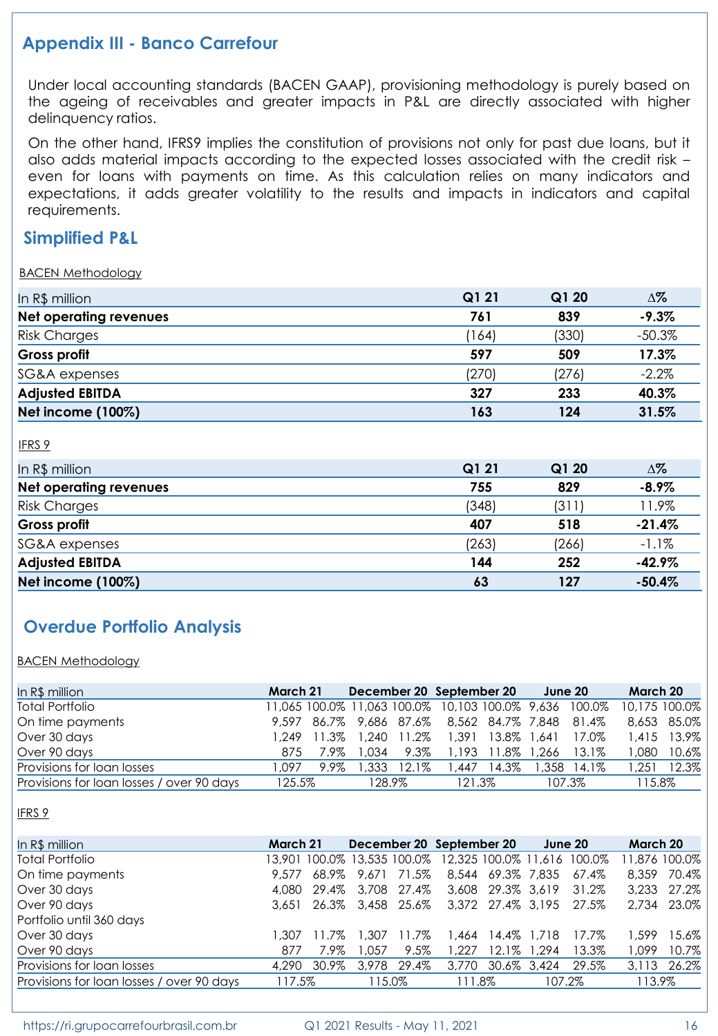## Appendix III - Banco Carrefour

Under local accounting standards (BACEN GAAP), provisioning methodology is purely based on the ageing of receivables and greater impacts in P&L are directly associated with higher delinquency ratios.

On the other hand, IFRS9 implies the constitution of provisions not only for past due loans, but it also adds material impacts according to the expected losses associated with the credit risk – even for loans with payments on time. As this calculation relies on many indicators and expectations, it adds greater volatility to the results and impacts in indicators and capital requirements.

## Simplified P&L

BACEN Methodology

| In R$ million | Q1 21 | Q1 20 | Δ% |
|---|---|---|---|
| **Net operating revenues** | **761** | **839** | **-9.3%** |
| Risk Charges | (164) | (330) | -50.3% |
| **Gross profit** | **597** | **509** | **17.3%** |
| SG&A expenses | (270) | (276) | -2.2% |
| **Adjusted EBITDA** | **327** | **233** | **40.3%** |
| **Net income (100%)** | **163** | **124** | **31.5%** |

IFRS 9

| In R$ million | Q1 21 | Q1 20 | Δ% |
|---|---|---|---|
| **Net operating revenues** | **755** | **829** | **-8.9%** |
| Risk Charges | (348) | (311) | 11.9% |
| **Gross profit** | **407** | **518** | **-21.4%** |
| SG&A expenses | (263) | (266) | -1.1% |
| **Adjusted EBITDA** | **144** | **252** | **-42.9%** |
| **Net income (100%)** | **63** | **127** | **-50.4%** |

## Overdue Portfolio Analysis

BACEN Methodology

| In R$ million | March 21 | | December 20 | | September 20 | | June 20 | | March 20 | |
|---|---|---|---|---|---|---|---|---|---|---|
| Total Portfolio | 11,065 | 100.0% | 11,063 | 100.0% | 10,103 | 100.0% | 9,636 | 100.0% | 10,175 | 100.0% |
| On time payments | 9,597 | 86.7% | 9,686 | 87.6% | 8,562 | 84.7% | 7,848 | 81.4% | 8,653 | 85.0% |
| Over 30 days | 1,249 | 11.3% | 1,240 | 11.2% | 1,391 | 13.8% | 1,641 | 17.0% | 1,415 | 13.9% |
| Over 90 days | 875 | 7.9% | 1,034 | 9.3% | 1,193 | 11.8% | 1,266 | 13.1% | 1,080 | 10.6% |
| Provisions for loan losses | 1,097 | 9.9% | 1,333 | 12.1% | 1,447 | 14.3% | 1,358 | 14.1% | 1,251 | 12.3% |
| Provisions for loan losses / over 90 days | 125.5% | | 128.9% | | 121.3% | | 107.3% | | 115.8% | |

IFRS 9

| In R$ million | March 21 | | December 20 | | September 20 | | June 20 | | March 20 | |
|---|---|---|---|---|---|---|---|---|---|---|
| Total Portfolio | 13,901 | 100.0% | 13,535 | 100.0% | 12,325 | 100.0% | 11,616 | 100.0% | 11,876 | 100.0% |
| On time payments | 9,577 | 68.9% | 9,671 | 71.5% | 8,544 | 69.3% | 7,835 | 67.4% | 8,359 | 70.4% |
| Over 30 days | 4,080 | 29.4% | 3,708 | 27.4% | 3,608 | 29.3% | 3,619 | 31.2% | 3,233 | 27.2% |
| Over 90 days | 3,651 | 26.3% | 3,458 | 25.6% | 3,372 | 27.4% | 3,195 | 27.5% | 2,734 | 23.0% |
| Portfolio until 360 days | | | | | | | | | | |
| Over 30 days | 1,307 | 11.7% | 1,307 | 11.7% | 1,464 | 14.4% | 1,718 | 17.7% | 1,599 | 15.6% |
| Over 90 days | 877 | 7.9% | 1,057 | 9.5% | 1,227 | 12.1% | 1,294 | 13.3% | 1,099 | 10.7% |
| Provisions for loan losses | 4,290 | 30.9% | 3,978 | 29.4% | 3,770 | 30.6% | 3,424 | 29.5% | 3,113 | 26.2% |
| Provisions for loan losses / over 90 days | 117.5% | | 115.0% | | 111.8% | | 107.2% | | 113.9% | |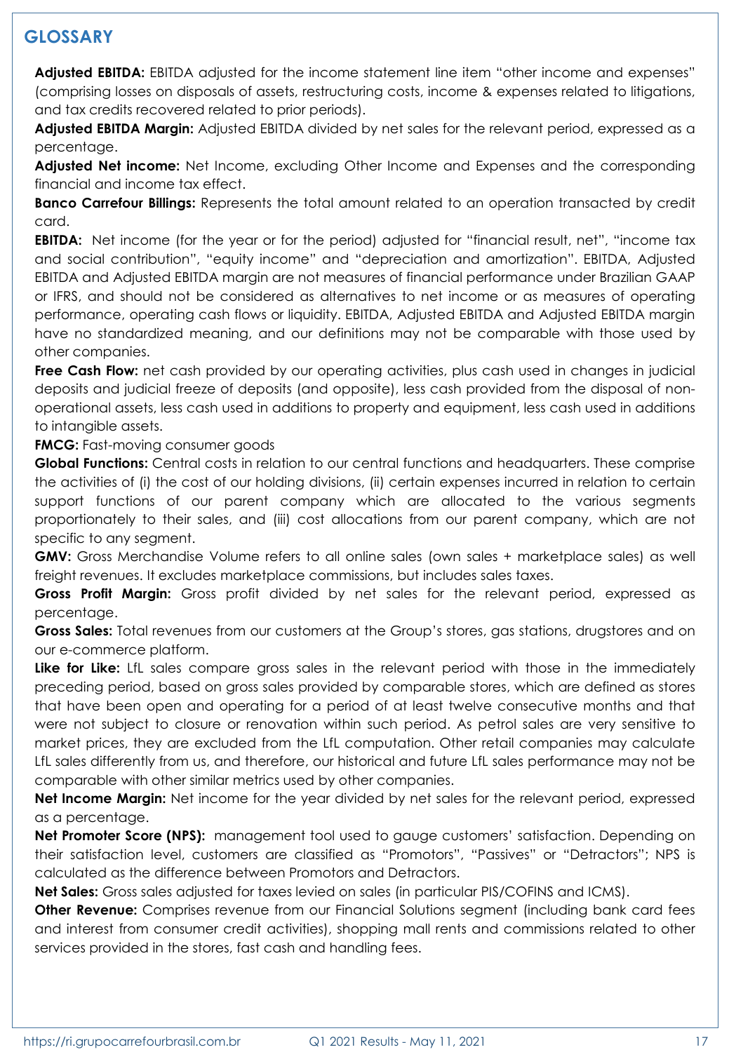## GLOSSARY

**Adjusted EBITDA:** EBITDA adjusted for the income statement line item "other income and expenses" (comprising losses on disposals of assets, restructuring costs, income & expenses related to litigations, and tax credits recovered related to prior periods).

**Adjusted EBITDA Margin:** Adjusted EBITDA divided by net sales for the relevant period, expressed as a percentage.

**Adjusted Net income:** Net Income, excluding Other Income and Expenses and the corresponding financial and income tax effect.

**Banco Carrefour Billings:** Represents the total amount related to an operation transacted by credit card.

**EBITDA:** Net income (for the year or for the period) adjusted for "financial result, net", "income tax and social contribution", "equity income" and "depreciation and amortization". EBITDA, Adjusted EBITDA and Adjusted EBITDA margin are not measures of financial performance under Brazilian GAAP or IFRS, and should not be considered as alternatives to net income or as measures of operating performance, operating cash flows or liquidity. EBITDA, Adjusted EBITDA and Adjusted EBITDA margin have no standardized meaning, and our definitions may not be comparable with those used by other companies.

**Free Cash Flow:** net cash provided by our operating activities, plus cash used in changes in judicial deposits and judicial freeze of deposits (and opposite), less cash provided from the disposal of non-operational assets, less cash used in additions to property and equipment, less cash used in additions to intangible assets.

**FMCG:** Fast-moving consumer goods

**Global Functions:** Central costs in relation to our central functions and headquarters. These comprise the activities of (i) the cost of our holding divisions, (ii) certain expenses incurred in relation to certain support functions of our parent company which are allocated to the various segments proportionately to their sales, and (iii) cost allocations from our parent company, which are not specific to any segment.

**GMV:** Gross Merchandise Volume refers to all online sales (own sales + marketplace sales) as well freight revenues. It excludes marketplace commissions, but includes sales taxes.

**Gross Profit Margin:** Gross profit divided by net sales for the relevant period, expressed as percentage.

**Gross Sales:** Total revenues from our customers at the Group's stores, gas stations, drugstores and on our e-commerce platform.

**Like for Like:** LfL sales compare gross sales in the relevant period with those in the immediately preceding period, based on gross sales provided by comparable stores, which are defined as stores that have been open and operating for a period of at least twelve consecutive months and that were not subject to closure or renovation within such period. As petrol sales are very sensitive to market prices, they are excluded from the LfL computation. Other retail companies may calculate LfL sales differently from us, and therefore, our historical and future LfL sales performance may not be comparable with other similar metrics used by other companies.

**Net Income Margin:** Net income for the year divided by net sales for the relevant period, expressed as a percentage.

**Net Promoter Score (NPS):** management tool used to gauge customers' satisfaction. Depending on their satisfaction level, customers are classified as "Promotors", "Passives" or "Detractors"; NPS is calculated as the difference between Promotors and Detractors.

**Net Sales:** Gross sales adjusted for taxes levied on sales (in particular PIS/COFINS and ICMS).

**Other Revenue:** Comprises revenue from our Financial Solutions segment (including bank card fees and interest from consumer credit activities), shopping mall rents and commissions related to other services provided in the stores, fast cash and handling fees.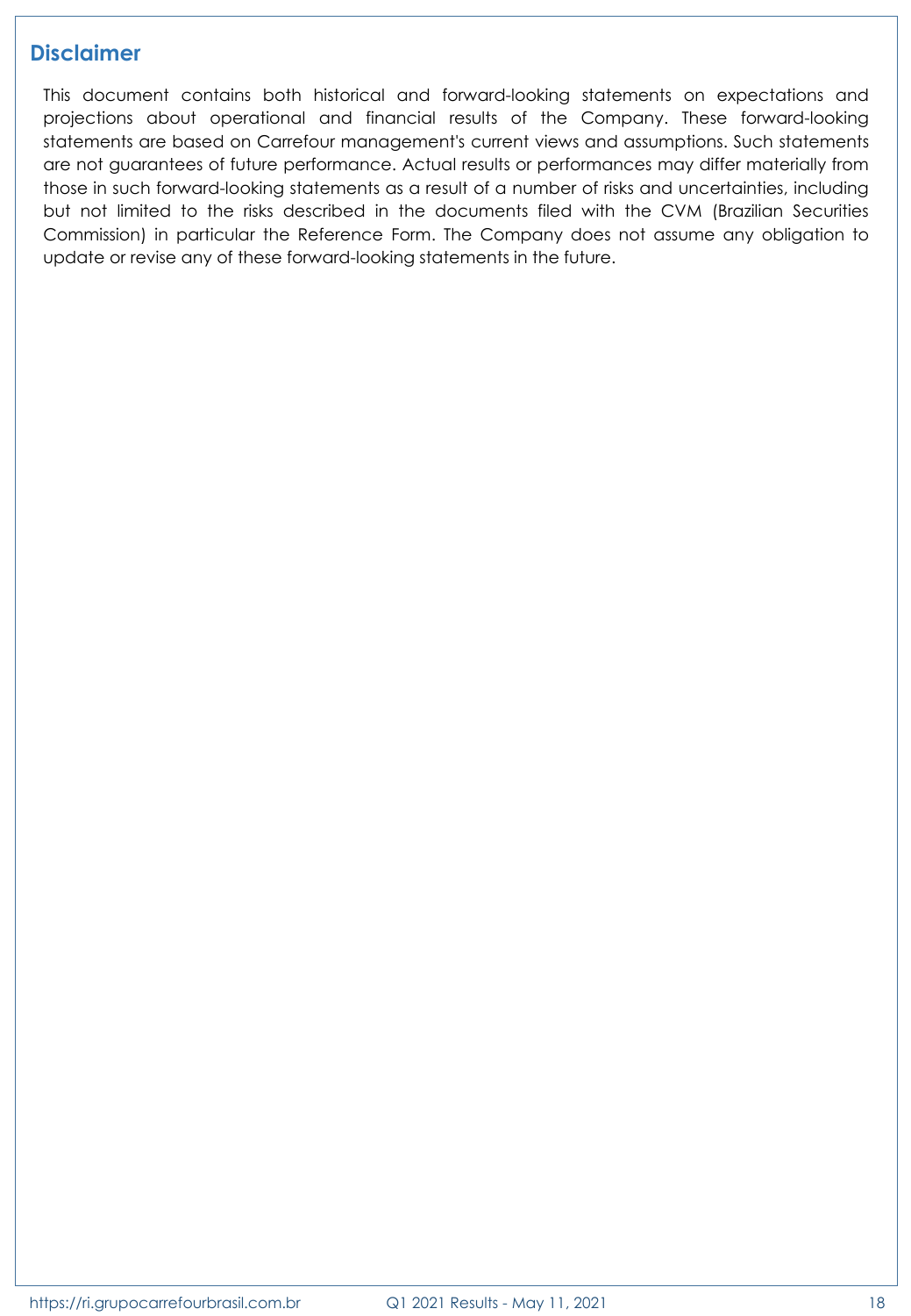## Disclaimer

This document contains both historical and forward-looking statements on expectations and projections about operational and financial results of the Company. These forward-looking statements are based on Carrefour management's current views and assumptions. Such statements are not guarantees of future performance. Actual results or performances may differ materially from those in such forward-looking statements as a result of a number of risks and uncertainties, including but not limited to the risks described in the documents filed with the CVM (Brazilian Securities Commission) in particular the Reference Form. The Company does not assume any obligation to update or revise any of these forward-looking statements in the future.